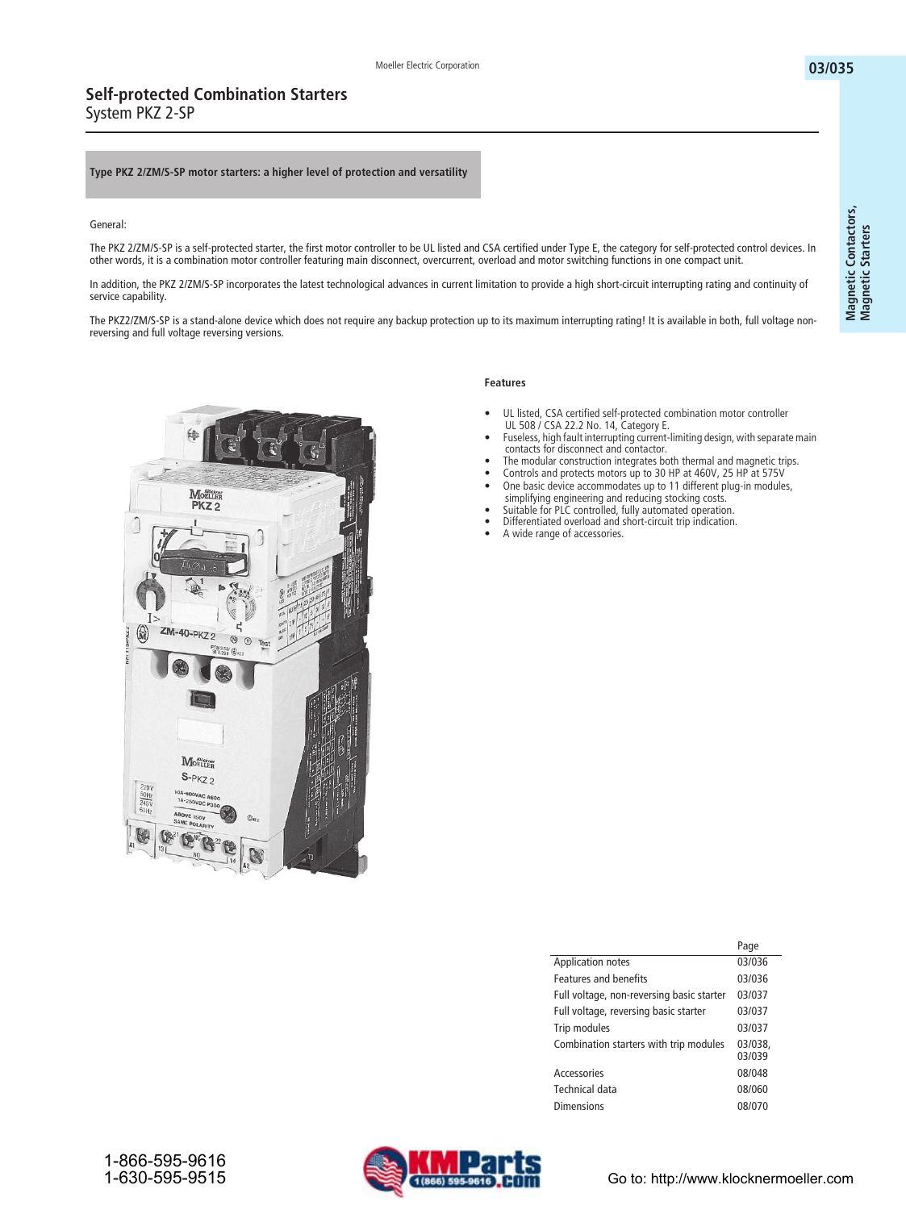# Self-protected Combination Starters

## System PKZ 2-SP

**Type PKZ 2/ZM/S-SP motor starters: a higher level of protection and versatility**

General:

The PKZ 2/ZM/S-SP is a self-protected starter, the first motor controller to be UL listed and CSA certified under Type E, the category for self-protected control devices. In other words, it is a combination motor controller featuring main disconnect, overcurrent, overload and motor switching functions in one compact unit.

In addition, the PKZ 2/ZM/S-SP incorporates the latest technological advances in current limitation to provide a high short-circuit interrupting rating and continuity of service capability.

The PKZ2/ZM/S-SP is a stand-alone device which does not require any backup protection up to its maximum interrupting rating! It is available in both, full voltage non-reversing and full voltage reversing versions.

**Features**

- UL listed, CSA certified self-protected combination motor controller UL 508 / CSA 22.2 No. 14, Category E.
- Fuseless, high fault interrupting current-limiting design, with separate main contacts for disconnect and contactor.
- The modular construction integrates both thermal and magnetic trips.
- Controls and protects motors up to 30 HP at 460V, 25 HP at 575V
- One basic device accommodates up to 11 different plug-in modules, simplifying engineering and reducing stocking costs.
- Suitable for PLC controlled, fully automated operation.
- Differentiated overload and short-circuit trip indication.
- A wide range of accessories.

| | Page |
|---|---|
| Application notes | 03/036 |
| Features and benefits | 03/036 |
| Full voltage, non-reversing basic starter | 03/037 |
| Full voltage, reversing basic starter | 03/037 |
| Trip modules | 03/037 |
| Combination starters with trip modules | 03/038, 03/039 |
| Accessories | 08/048 |
| Technical data | 08/060 |
| Dimensions | 08/070 |

1-866-595-9616
1-630-595-9515

Go to: http://www.klocknermoeller.com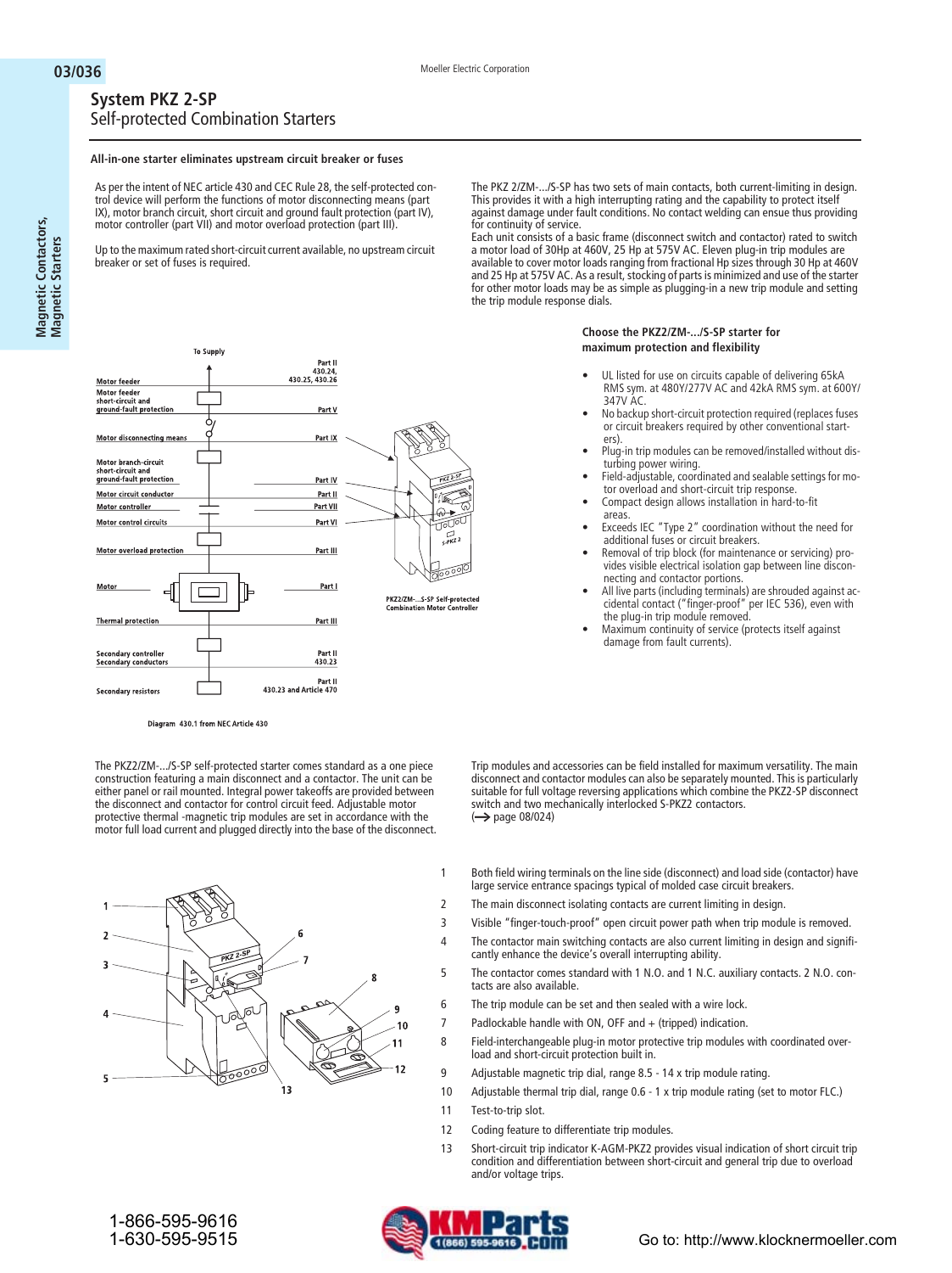# System PKZ 2-SP

## Self-protected Combination Starters

**All-in-one starter eliminates upstream circuit breaker or fuses**

As per the intent of NEC article 430 and CEC Rule 28, the self-protected control device will perform the functions of motor disconnecting means (part IX), motor branch circuit, short circuit and ground fault protection (part IV), motor controller (part VII) and motor overload protection (part III).

Up to the maximum rated short-circuit current available, no upstream circuit breaker or set of fuses is required.

The PKZ 2/ZM-.../S-SP has two sets of main contacts, both current-limiting in design. This provides it with a high interrupting rating and the capability to protect itself against damage under fault conditions. No contact welding can ensue thus providing for continuity of service.

Each unit consists of a basic frame (disconnect switch and contactor) rated to switch a motor load of 30Hp at 460V, 25 Hp at 575V AC. Eleven plug-in trip modules are available to cover motor loads ranging from fractional Hp sizes through 30 Hp at 460V and 25 Hp at 575V AC. As a result, stocking of parts is minimized and use of the starter for other motor loads may be as simple as plugging-in a new trip module and setting the trip module response dials.

To Supply

| | |
|---|---|
| Motor feeder | Part II 430.24, 430.25, 430.26 |
| Motor feeder short-circuit and ground-fault protection | Part V |
| Motor disconnecting means | Part IX |
| Motor branch-circuit short-circuit and ground-fault protection | Part IV |
| Motor circuit conductor | Part II |
| Motor controller | Part VII |
| Motor control circuits | Part VI |
| Motor overload protection | Part III |
| Motor | Part I |
| Thermal protection | Part III |
| Secondary controller Secondary conductors | Part II 430.23 |
| Secondary resistors | Part II 430.23 and Article 470 |

Diagram 430.1 from NEC Article 430

PKZ2/ZM-...S-SP Self-protected Combination Motor Controller

**Choose the PKZ2/ZM-.../S-SP starter for maximum protection and flexibility**

- UL listed for use on circuits capable of delivering 65kA RMS sym. at 480Y/277V AC and 42kA RMS sym. at 600Y/347V AC.
- No backup short-circuit protection required (replaces fuses or circuit breakers required by other conventional starters).
- Plug-in trip modules can be removed/installed without disturbing power wiring.
- Field-adjustable, coordinated and sealable settings for motor overload and short-circuit trip response.
- Compact design allows installation in hard-to-fit areas.
- Exceeds IEC "Type 2" coordination without the need for additional fuses or circuit breakers.
- Removal of trip block (for maintenance or servicing) provides visible electrical isolation gap between line disconnecting and contactor portions.
- All live parts (including terminals) are shrouded against accidental contact ("finger-proof" per IEC 536), even with the plug-in trip module removed.
- Maximum continuity of service (protects itself against damage from fault currents).

The PKZ2/ZM-.../S-SP self-protected starter comes standard as a one piece construction featuring a main disconnect and a contactor. The unit can be either panel or rail mounted. Integral power takeoffs are provided between the disconnect and contactor for control circuit feed. Adjustable motor protective thermal -magnetic trip modules are set in accordance with the motor full load current and plugged directly into the base of the disconnect.

Trip modules and accessories can be field installed for maximum versatility. The main disconnect and contactor modules can also be separately mounted. This is particularly suitable for full voltage reversing applications which combine the PKZ2-SP disconnect switch and two mechanically interlocked S-PKZ2 contactors.
(→ page 08/024)

1. Both field wiring terminals on the line side (disconnect) and load side (contactor) have large service entrance spacings typical of molded case circuit breakers.
2. The main disconnect isolating contacts are current limiting in design.
3. Visible "finger-touch-proof" open circuit power path when trip module is removed.
4. The contactor main switching contacts are also current limiting in design and significantly enhance the device's overall interrupting ability.
5. The contactor comes standard with 1 N.O. and 1 N.C. auxiliary contacts. 2 N.O. contacts are also available.
6. The trip module can be set and then sealed with a wire lock.
7. Padlockable handle with ON, OFF and + (tripped) indication.
8. Field-interchangeable plug-in motor protective trip modules with coordinated overload and short-circuit protection built in.
9. Adjustable magnetic trip dial, range 8.5 - 14 x trip module rating.
10. Adjustable thermal trip dial, range 0.6 - 1 x trip module rating (set to motor FLC.)
11. Test-to-trip slot.
12. Coding feature to differentiate trip modules.
13. Short-circuit trip indicator K-AGM-PKZ2 provides visual indication of short circuit trip condition and differentiation between short-circuit and general trip due to overload and/or voltage trips.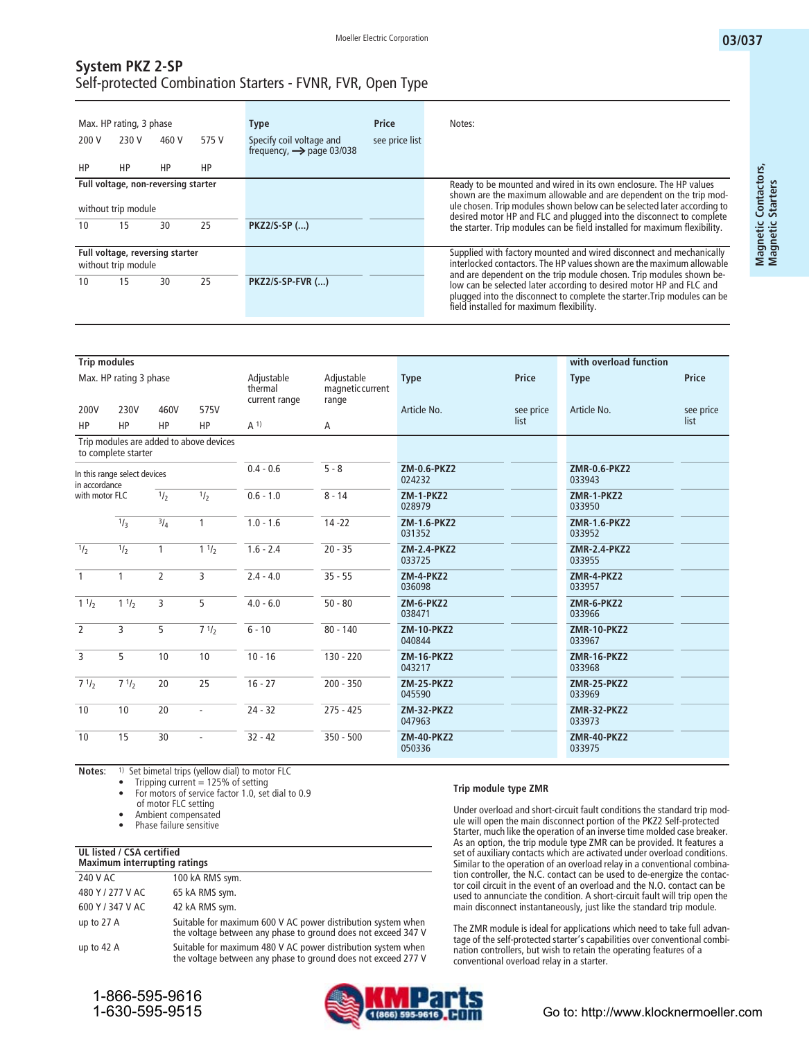# System PKZ 2-SP

## Self-protected Combination Starters - FVNR, FVR, Open Type

| Max. HP rating, 3 phase | | | | Type | Price | Notes: |
|---|---|---|---|---|---|---|
| 200 V | 230 V | 460 V | 575 V | Specify coil voltage and frequency, → page 03/038 | see price list | |
| HP | HP | HP | HP | | | |
| **Full voltage, non-reversing starter** | | | | | | Ready to be mounted and wired in its own enclosure. The HP values shown are the maximum allowable and are dependent on the trip module chosen. Trip modules shown below can be selected later according to desired motor HP and FLC and plugged into the disconnect to complete the starter. Trip modules can be field installed for maximum flexibility. |
| without trip module | | | | | | |
| 10 | 15 | 30 | 25 | **PKZ2/S-SP (...)** | | |
| **Full voltage, reversing starter** without trip module | | | | | | Supplied with factory mounted and wired disconnect and mechanically interlocked contactors. The HP values shown are the maximum allowable and are dependent on the trip module chosen. Trip modules shown below can be selected later according to desired motor HP and FLC and plugged into the disconnect to complete the starter.Trip modules can be field installed for maximum flexibility. |
| 10 | 15 | 30 | 25 | **PKZ2/S-SP-FVR (...)** | | |

| **Trip modules** | | | | | | | | **with overload function** | |
|---|---|---|---|---|---|---|---|---|---|
| Max. HP rating 3 phase | | | | Adjustable thermal current range | Adjustable magnetic current range | Type | Price | Type | Price |
| 200V | 230V | 460V | 575V | | | Article No. | see price list | Article No. | see price list |
| HP | HP | HP | HP | A [1] | A | | | | |
| Trip modules are added to above devices to complete starter | | | | | | | | | |
| In this range select devices in accordance with motor FLC | | | | 0.4 - 0.6 | 5 - 8 | **ZM-0.6-PKZ2** 024232 | | **ZMR-0.6-PKZ2** 033943 | |
| | | 1/2 | 1/2 | 0.6 - 1.0 | 8 - 14 | **ZM-1-PKZ2** 028979 | | **ZMR-1-PKZ2** 033950 | |
| | 1/3 | 3/4 | 1 | 1.0 - 1.6 | 14 -22 | **ZM-1.6-PKZ2** 031352 | | **ZMR-1.6-PKZ2** 033952 | |
| 1/2 | 1/2 | 1 | 1 1/2 | 1.6 - 2.4 | 20 - 35 | **ZM-2.4-PKZ2** 033725 | | **ZMR-2.4-PKZ2** 033955 | |
| 1 | 1 | 2 | 3 | 2.4 - 4.0 | 35 - 55 | **ZM-4-PKZ2** 036098 | | **ZMR-4-PKZ2** 033957 | |
| 1 1/2 | 1 1/2 | 3 | 5 | 4.0 - 6.0 | 50 - 80 | **ZM-6-PKZ2** 038471 | | **ZMR-6-PKZ2** 033966 | |
| 2 | 3 | 5 | 7 1/2 | 6 - 10 | 80 - 140 | **ZM-10-PKZ2** 040844 | | **ZMR-10-PKZ2** 033967 | |
| 3 | 5 | 10 | 10 | 10 - 16 | 130 - 220 | **ZM-16-PKZ2** 043217 | | **ZMR-16-PKZ2** 033968 | |
| 7 1/2 | 7 1/2 | 20 | 25 | 16 - 27 | 200 - 350 | **ZM-25-PKZ2** 045590 | | **ZMR-25-PKZ2** 033969 | |
| 10 | 10 | 20 | - | 24 - 32 | 275 - 425 | **ZM-32-PKZ2** 047963 | | **ZMR-32-PKZ2** 033973 | |
| 10 | 15 | 30 | - | 32 - 42 | 350 - 500 | **ZM-40-PKZ2** 050336 | | **ZMR-40-PKZ2** 033975 | |

**Notes:** [1] Set bimetal trips (yellow dial) to motor FLC

- Tripping current = 125% of setting
- For motors of service factor 1.0, set dial to 0.9 of motor FLC setting
- Ambient compensated
- Phase failure sensitive

| **UL listed / CSA certified** **Maximum interrupting ratings** | |
|---|---|
| 240 V AC | 100 kA RMS sym. |
| 480 Y / 277 V AC | 65 kA RMS sym. |
| 600 Y / 347 V AC | 42 kA RMS sym. |
| up to 27 A | Suitable for maximum 600 V AC power distribution system when the voltage between any phase to ground does not exceed 347 V |
| up to 42 A | Suitable for maximum 480 V AC power distribution system when the voltage between any phase to ground does not exceed 277 V |

### Trip module type ZMR

Under overload and short-circuit fault conditions the standard trip module will open the main disconnect portion of the PKZ2 Self-protected Starter, much like the operation of an inverse time molded case breaker. As an option, the trip module type ZMR can be provided. It features a set of auxiliary contacts which are activated under overload conditions. Similar to the operation of an overload relay in a conventional combination controller, the N.C. contact can be used to de-energize the contactor coil circuit in the event of an overload and the N.O. contact can be used to annunciate the condition. A short-circuit fault will trip open the main disconnect instantaneously, just like the standard trip module.

The ZMR module is ideal for applications which need to take full advantage of the self-protected starter's capabilities over conventional combination controllers, but wish to retain the operating features of a conventional overload relay in a starter.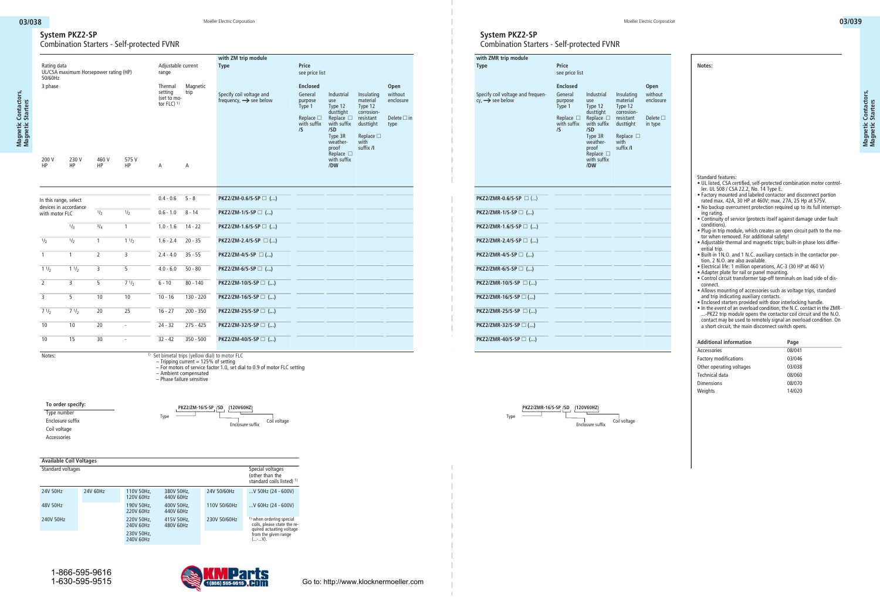# System PKZ2-SP

## Combination Starters - Self-protected FVNR

| Rating data UL/CSA maximum Horsepower rating (HP) 50/60Hz 3 phase 200 V HP | 230 V HP | 460 V HP | 575 V HP | Adjustable current range Thermal setting (set to motor FLC) [1] A | Magnetic trip A | with ZM trip module Type Specify coil voltage and frequency, → see below | Price see price list Enclosed General purpose Type 1 Replace □ with suffix /S | Industrial use Type 12 dusttight Replace □ with suffix /SD Type 3R weatherproof Replace □ with suffix /DW | Insulating material Type 12 corrosion-resistant dusttight Replace □ with suffix /I | Open without enclosure Delete □ in type |
|---|---|---|---|---|---|---|---|---|---|---|
| In this range, select devices in accordance with motor FLC | | | | 0.4 - 0.6 | 5 - 8 | PKZ2/ZM-0.6/S-SP □ (...) | | | | |
| | | 1/2 | 1/2 | 0.6 - 1.0 | 8 - 14 | PKZ2/ZM-1/S-SP □ (...) | | | | |
| | 1/3 | 3/4 | 1 | 1.0 - 1.6 | 14 - 22 | PKZ2/ZM-1.6/S-SP □ (...) | | | | |
| 1/2 | 1/2 | 1 | 1 1/2 | 1.6 - 2.4 | 20 - 35 | PKZ2/ZM-2.4/S-SP □ (...) | | | | |
| 1 | 1 | 2 | 3 | 2.4 - 4.0 | 35 - 55 | PKZ2/ZM-4/S-SP □ (...) | | | | |
| 1 1/2 | 1 1/2 | 3 | 5 | 4.0 - 6.0 | 50 - 80 | PKZ2/ZM-6/S-SP □ (...) | | | | |
| 2 | 3 | 5 | 7 1/2 | 6 - 10 | 80 - 140 | PKZ2/ZM-10/S-SP □ (...) | | | | |
| 3 | 5 | 10 | 10 | 10 - 16 | 130 - 220 | PKZ2/ZM-16/S-SP □ (...) | | | | |
| 7 1/2 | 7 1/2 | 20 | 25 | 16 - 27 | 200 - 350 | PKZ2/ZM-25/S-SP □ (...) | | | | |
| 10 | 10 | 20 | - | 24 - 32 | 275 - 425 | PKZ2/ZM-32/S-SP □ (...) | | | | |
| 10 | 15 | 30 | - | 32 - 42 | 350 - 500 | PKZ2/ZM-40/S-SP □ (...) | | | | |

Notes:

[1] Set bimetal trips (yellow dial) to motor FLC
- Tripping current = 125% of setting
- For motors of service factor 1.0, set dial to 0.9 of motor FLC setting
- Ambient compensated
- Phase failure sensitive

**To order specify:**
- Type number
- Enclosure suffix
- Coil voltage
- Accessories

PKZ2/ZM-16/S-SP /SD (120V60HZ) — Type / Enclosure suffix / Coil voltage

| Available Coil Voltages | | | | | |
|---|---|---|---|---|---|
| Standard voltages | | | | | Special voltages (other than the standard coils listed) [1] |
| 24V 50Hz | 24V 60Hz | 110V 50Hz, 120V 60Hz | 380V 50Hz, 440V 60Hz | 24V 50/60Hz | ...V 50Hz (24 - 600V) |
| 48V 50Hz | | 190V 50Hz, 220V 60Hz | 400V 50Hz, 440V 60Hz | 110V 50/60Hz | ...V 60Hz (24 - 600V) |
| 240V 50Hz | | 220V 50Hz, 240V 60Hz | 415V 50Hz, 480V 60Hz | 230V 50/60Hz | [1] when ordering special coils, please state the required actuating voltage from the given range (...-...V). |
| | | 230V 50Hz, 240V 60Hz | | | |

1-866-595-9616
1-630-595-9515

Go to: http://www.klocknermoeller.com

# System PKZ2-SP

## Combination Starters - Self-protected FVNR

| with ZMR trip module Type Specify coil voltage and frequency, → see below | Price see price list Enclosed General purpose Type 1 Replace □ with suffix /S | Industrial use Type 12 dusttight Replace □ with suffix /SD Type 3R weatherproof Replace □ with suffix /DW | Insulating material Type 12 corrosion-resistant dusttight Replace □ with suffix /I | Open without enclosure Delete □ in type |
|---|---|---|---|---|
| PKZ2/ZMR-0.6/S-SP □ (...) | | | | |
| PKZ2/ZMR-1/S-SP □ (...) | | | | |
| PKZ2/ZMR-1.6/S-SP □ (...) | | | | |
| PKZ2/ZMR-2.4/S-SP □ (...) | | | | |
| PKZ2/ZMR-4/S-SP □ (...) | | | | |
| PKZ2/ZMR-6/S-SP □ (...) | | | | |
| PKZ2/ZMR-10/S-SP □ (...) | | | | |
| PKZ2/ZMR-16/S-SP □ (...) | | | | |
| PKZ2/ZMR-25/S-SP □ (...) | | | | |
| PKZ2/ZMR-32/S-SP □ (...) | | | | |
| PKZ2/ZMR-40/S-SP □ (...) | | | | |

PKZ2/ZMR-16/S-SP /SD (120V60HZ) — Type / Enclosure suffix / Coil voltage

**Notes:**

Standard features:
- UL listed, CSA certified, self-protected combination motor controller. UL 508 / CSA 22.2, No. 14 Type E.
- Factory mounted and labeled contactor and disconnect portion rated max. 42A, 30 HP at 460V; max. 27A, 25 Hp at 575V.
- No backup overcurrent protection required up to its full interrupting rating.
- Continuity of service (protects itself against damage under fault conditions).
- Plug-in trip module, which creates an open circuit path to the motor when removed. For additional safety!
- Adjustable thermal and magnetic trips; built-in phase loss differential trip.
- Built-in 1N.O. and 1 N.C. auxiliary contacts in the contactor portion. 2 N.O. are also available.
- Electrical life: 1 million operations, AC-3 (30 HP at 460 V)
- Adapter plate for rail or panel mounting.
- Control circuit transformer tap-off terminals on load side of disconnect.
- Allows mounting of accessories such as voltage trips, standard and trip indicating auxiliary contacts.
- Enclosed starters provided with door interlocking handle.
- In the event of an overload condition, the N.C. contact in the ZMR-...-PKZ2 trip module opens the contactor coil circuit and the N.O. contact may be used to remotely signal an overload condition. On a short circuit, the main disconnect switch opens.

| Additional information | Page |
|---|---|
| Accessories | 08/041 |
| Factory modifications | 03/046 |
| Other operating voltages | 03/038 |
| Technical data | 08/060 |
| Dimensions | 08/070 |
| Weights | 14/020 |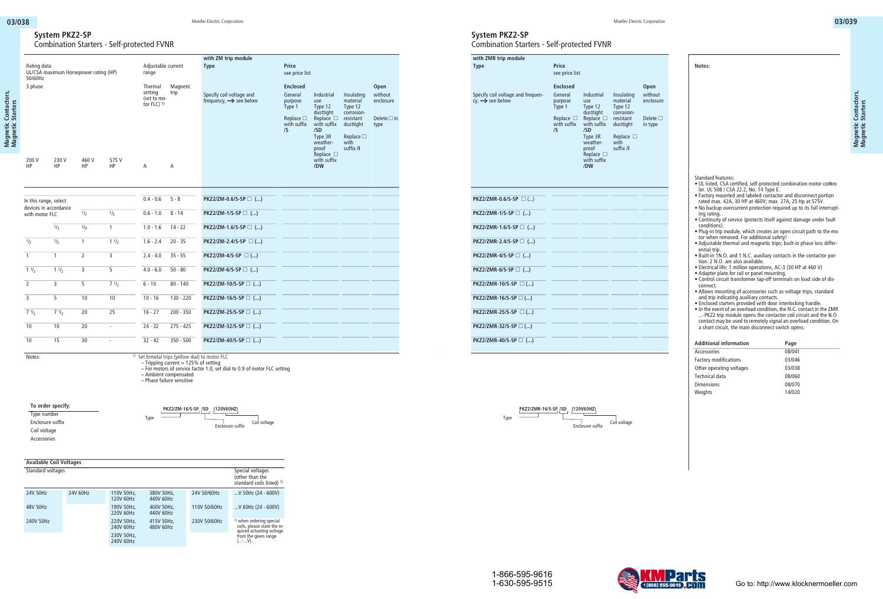## System PKZ2-SP

### Combination Starters - Self-protected FVNR

| Rating data UL/CSA maximum Horsepower rating (HP) 50/60Hz 3 phase | | | | Adjustable current range | | with ZM trip module | Price see price list | | | |
|---|---|---|---|---|---|---|---|---|---|---|
| | | | | Thermal setting (set to motor FLC) 1) | Magnetic trip | Type | Enclosed | | | Open |
| | | | | | | Specify coil voltage and frequency, → see below | General purpose Type 1 Replace □ with suffix /S | Industrial use Type 12 dusttight Replace □ with suffix /SD Type 3R weather-proof Replace □ with suffix /DW | Insulating material Type 12 corrosion-resistant dusttight Replace □ with suffix /I | without enclosure Delete □ in type |
| 200 V HP | 230 V HP | 460 V HP | 575 V HP | A | A | | | | | |
| In this range, select devices in accordance with motor FLC | | | | 0.4 - 0.6 | 5 - 8 | PKZ2/ZM-0.6/S-SP □ (...) | | | | |
| | | 1/2 | 1/2 | 0.6 - 1.0 | 8 - 14 | PKZ2/ZM-1/S-SP □ (...) | | | | |
| | 1/3 | 3/4 | 1 | 1.0 - 1.6 | 14 - 22 | PKZ2/ZM-1.6/S-SP □ (...) | | | | |
| 1/2 | 1/2 | 1 | 1 1/2 | 1.6 - 2.4 | 20 - 35 | PKZ2/ZM-2.4/S-SP □ (...) | | | | |
| 1 | 1 | 2 | 3 | 2.4 - 4.0 | 35 - 55 | PKZ2/ZM-4/S-SP □ (...) | | | | |
| 1 1/2 | 1 1/2 | 3 | 5 | 4.0 - 6.0 | 50 - 80 | PKZ2/ZM-6/S-SP □ (...) | | | | |
| 2 | 3 | 5 | 7 1/2 | 6 - 10 | 80 - 140 | PKZ2/ZM-10/S-SP □ (...) | | | | |
| 3 | 5 | 10 | 10 | 10 - 16 | 130 - 220 | PKZ2/ZM-16/S-SP □ (...) | | | | |
| 7 1/2 | 7 1/2 | 20 | 25 | 16 - 27 | 200 - 350 | PKZ2/ZM-25/S-SP □ (...) | | | | |
| 10 | 10 | 20 | - | 24 - 32 | 275 - 425 | PKZ2/ZM-32/S-SP □ (...) | | | | |
| 10 | 15 | 30 | - | 32 - 42 | 350 - 500 | PKZ2/ZM-40/S-SP □ (...) | | | | |

| with ZMR trip module | Price see price list | | | |
|---|---|---|---|---|
| Type | Enclosed | | | Open |
| Specify coil voltage and frequency, → see below | General purpose Type 1 Replace □ with suffix /S | Industrial use Type 12 dusttight Replace □ with suffix /SD Type 3R weather-proof Replace □ with suffix /DW | Insulating material Type 12 corrosion-resistant dusttight Replace □ with suffix /I | without enclosure Delete □ in type |
| PKZ2/ZMR-0.6/S-SP □ (...) | | | | |
| PKZ2/ZMR-1/S-SP □ (...) | | | | |
| PKZ2/ZMR-1.6/S-SP □ (...) | | | | |
| PKZ2/ZMR-2.4/S-SP □ (...) | | | | |
| PKZ2/ZMR-4/S-SP □ (...) | | | | |
| PKZ2/ZMR-6/S-SP □ (...) | | | | |
| PKZ2/ZMR-10/S-SP □ (...) | | | | |
| PKZ2/ZMR-16/S-SP □ (...) | | | | |
| PKZ2/ZMR-25/S-SP □ (...) | | | | |
| PKZ2/ZMR-32/S-SP □ (...) | | | | |
| PKZ2/ZMR-40/S-SP □ (...) | | | | |

Notes:

1) Set bimetal trips (yellow dial) to motor FLC
- Tripping current = 125% of setting
- For motors of service factor 1.0, set dial to 0.9 of motor FLC setting
- Ambient compensated
- Phase failure sensitive

**To order specify:**
- Type number
- Enclosure suffix
- Coil voltage
- Accessories

PKZ2/ZM-16/S-SP /SD (120V60HZ) — Type / Enclosure suffix / Coil voltage

PKZ2/ZMR-16/S-SP /SD (120V60HZ) — Type / Enclosure suffix / Coil voltage

**Available Coil Voltages**

| Standard voltages | | | | | Special voltages (other than the standard coils listed) 1) |
|---|---|---|---|---|---|
| 24V 50Hz | 24V 60Hz | 110V 50Hz, 120V 60Hz | 380V 50Hz, 440V 60Hz | 24V 50/60Hz | ...V 50Hz (24 - 600V) |
| 48V 50Hz | | 190V 50Hz, 220V 60Hz | 400V 50Hz, 440V 60Hz | 110V 50/60Hz | ...V 60Hz (24 - 600V) |
| 240V 50Hz | | 220V 50Hz, 240V 60Hz | 415V 50Hz, 480V 60Hz | 230V 50/60Hz | 1) when ordering special coils, please state the required actuating voltage from the given range (...-...V). |
| | | 230V 50Hz, 240V 60Hz | | | |

**Notes:**

Standard features:
- UL listed, CSA certified, self-protected combination motor controller. UL 508 / CSA 22.2, No. 14 Type E.
- Factory mounted and labeled contactor and disconnect portion rated max. 42A, 30 HP at 460V; max. 27A, 25 Hp at 575V.
- No backup overcurrent protection required up to its full interrupting rating.
- Continuity of service (protects itself against damage under fault conditions).
- Plug-in trip module, which creates an open circuit path to the motor when removed. For additional safety!
- Adjustable thermal and magnetic trips; built-in phase loss differential trip.
- Built-in 1N.O. and 1 N.C. auxiliary contacts in the contactor portion. 2 N.O. are also available.
- Electrical life: 1 million operations, AC-3 (30 HP at 460 V)
- Adapter plate for rail or panel mounting.
- Control circuit transformer tap-off terminals on load side of disconnect.
- Allows mounting of accessories such as voltage trips, standard and trip indicating auxiliary contacts.
- Enclosed starters provided with door interlocking handle.
- In the event of an overload condition, the N.C. contact in the ZMR ...-PKZ2 trip module opens the contactor coil circuit and the N.O contact may be used to remotely signal an overload condition. On a short circuit, the main disconnect switch opens.

| Additional information | Page |
|---|---|
| Accessories | 08/041 |
| Factory modifications | 03/046 |
| Other operating voltages | 03/038 |
| Technical data | 08/060 |
| Dimensions | 08/070 |
| Weights | 14/020 |

1-866-595-9616
1-630-595-9515

Go to: http://www.klocknermoeller.com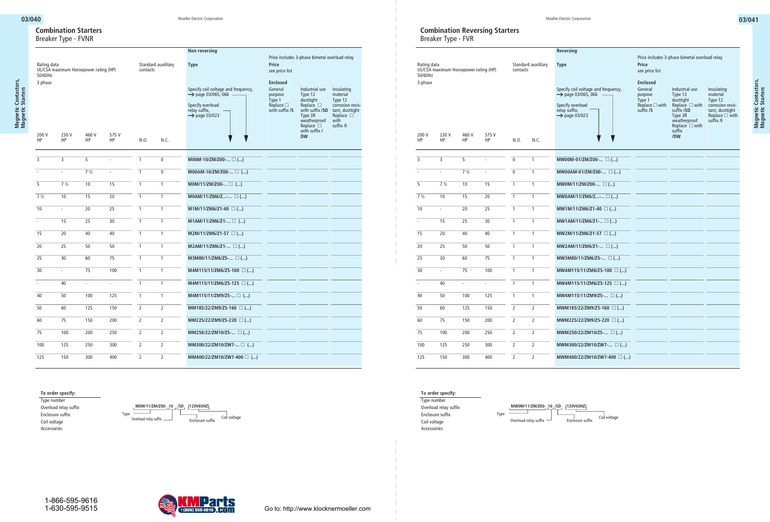## Combination Starters

### Breaker Type - FVNR

| Rating data UL/CSA maximum Horsepower rating (HP) 50/60Hz 3 phase | | | | Standard auxilliary contacts | | Non reversing Type | Price includes 3-phase bimetal overload relay Price see price list | | |
|---|---|---|---|---|---|---|---|---|---|
| | | | | | | Specify coil voltage and frequency, → page 03/065, 066 Specify overload relay suffix, → page 03/023 | Enclosed General purpose Type 1 Replace □ with suffix /S | Industrial use Type 12 dusttight Replace □ with suffix /SD Type 3R weatherproof Replace □ with suffix / DW | Insulating material Type 12 corrosion-resistant, dusttight Replace □ with suffix /I |
| 200 V HP | 230 V HP | 460 V HP | 575 V HP | N.O. | N.C. | | | | |
| 3 | 3 | 5 | - | 1 | 0 | M00M-10/ZM/Z00-... □ (...) | | | |
| - | - | 7 ½ | - | 1 | 0 | M00AM-10/ZM/Z00-... □ (...) | | | |
| 5 | 7 ½ | 10 | 15 | 1 | 1 | M0M/11/ZM/Z00-... □ (...) | | | |
| 7 ½ | 10 | 15 | 20 | 1 | 1 | M0AM/11/ZM6/Z...-... □ (...) | | | |
| 10 | - | 20 | 25 | 1 | 1 | M1M/11/ZM6/Z1-40 □ (...) | | | |
| - | 15 | 25 | 30 | 1 | 1 | M1AM/11/ZM6/Z1-... □ (...) | | | |
| 15 | 20 | 40 | 40 | 1 | 1 | M2M/11/ZM6/Z1-57 □ (...) | | | |
| 20 | 25 | 50 | 50 | 1 | 1 | M2AM/11/ZM6/Z1-... □ (...) | | | |
| 25 | 30 | 60 | 75 | 1 | 1 | M3M80/11/ZM6/Z5-... □ (...) | | | |
| 30 | - | 75 | 100 | 1 | 1 | M4M115/11/ZM6/Z5-100 □ (...) | | | |
| - | 40 | - | - | 1 | 1 | M4M115/11/ZM6/Z5-125 □ (...) | | | |
| 40 | 50 | 100 | 125 | 1 | 1 | M4M115/11/ZM9/Z5-... □ (...) | | | |
| 50 | 60 | 125 | 150 | 2 | 2 | MM185/22/ZM9/Z5-160 □ (...) | | | |
| 60 | 75 | 150 | 200 | 2 | 2 | MM225/22/ZM9/Z5-220 □ (...) | | | |
| 75 | 100 | 200 | 250 | 2 | 2 | MM250/22/ZM10/Z5-... □ (...) | | | |
| 100 | 125 | 250 | 300 | 2 | 2 | MM300/22/ZM10/ZW7-... □ (...) | | | |
| 125 | 150 | 300 | 400 | 2 | 2 | MM400/22/ZM10/ZW7-400 □ (...) | | | |

**To order specify:**

- Type number
- Overload relay suffix
- Enclosure suffix
- Coil voltage
- Accessories

Example: M0M/11/ZM/Z00- 16 /SD (120V60HZ) — Type: M0M/11/ZM/Z00-; Overload relay suffix: 16; Enclosure suffix: /SD; Coil voltage: (120V60HZ)

## Combination Reversing Starters

### Breaker Type - FVR

| Rating data UL/CSA maximum Horsepower rating (HP) 50/60Hz 3 phase | | | | Standard auxilliary contacts | | Reversing Type | Price includes 3-phase bimetal overload relay Price see price list | | |
|---|---|---|---|---|---|---|---|---|---|
| | | | | | | Specify coil voltage and frequency, → page 03/065, 066 Specify overload relay suffix, → page 03/023 | Enclosed General purpose Type 1 Replace □ with suffix /S | Industrial use Type 12 dusttight Replace □ with suffix /SD Type 3R weatherproof Replace □ with suffix /DW | Insulating material Type 12 corrosion-resistant, dusttight Replace □ with suffix /I |
| 200 V HP | 230 V HP | 460 V HP | 575 V HP | N.O. | N.C. | | | | |
| 3 | 3 | 5 | - | 0 | 1 | MW00M-01/ZM/Z00-... □ (...) | | | |
| - | - | 7 ½ | - | 0 | 1 | MW00AM-01/ZM/Z00-... □ (...) | | | |
| 5 | 7 ½ | 10 | 15 | 1 | 1 | MW0M/11/ZM/Z00-... □ (...) | | | |
| 7 ½ | 10 | 15 | 20 | 1 | 1 | MW0AM/11/ZM6/Z...-... □ (...) | | | |
| 10 | - | 20 | 25 | 1 | 1 | MW1M/11/ZM6/Z1-40 □ (...) | | | |
| - | 15 | 25 | 30 | 1 | 1 | MW1AM/11/ZM6/Z1-... □ (...) | | | |
| 15 | 20 | 40 | 40 | 1 | 1 | MW2M/11/ZM6/Z1-57 □ (...) | | | |
| 20 | 25 | 50 | 50 | 1 | 1 | MW2AM/11/ZM6/Z1-... □ (...) | | | |
| 25 | 30 | 60 | 75 | 1 | 1 | MW3M80/11/ZM6/Z5-... □ (...) | | | |
| 30 | - | 75 | 100 | 1 | 1 | MW4M115/11/ZM6/Z5-100 □ (...) | | | |
| - | 40 | - | - | 1 | 1 | MW4M115/11/ZM6/Z5-125 □ (...) | | | |
| 40 | 50 | 100 | 125 | 1 | 1 | MW4M115/11/ZM9/Z5-... □ (...) | | | |
| 50 | 60 | 125 | 150 | 2 | 2 | MWM185/22/ZM9/Z5-160 □ (...) | | | |
| 60 | 75 | 150 | 200 | 2 | 2 | MWM225/22/ZM9/Z5-220 □ (...) | | | |
| 75 | 100 | 200 | 250 | 2 | 2 | MWM250/22/ZM10/Z5-... □ (...) | | | |
| 100 | 125 | 250 | 300 | 2 | 2 | MWM300/22/ZM10/ZW7-... □ (...) | | | |
| 125 | 150 | 300 | 400 | 2 | 2 | MWM400/22/ZM10/ZW7-400 □ (...) | | | |

**To order specify:**

- Type number
- Overload relay suffix
- Enclosure suffix
- Coil voltage
- Accessories

Example: MW0M/11/ZM/Z00- 16 /SD (120V60HZ) — Type: MW0M/11/ZM/Z00-; Overload relay suffix: 16; Enclosure suffix: /SD; Coil voltage: (120V60HZ)

1-866-595-9616
1-630-595-9515

Go to: http://www.klocknermoeller.com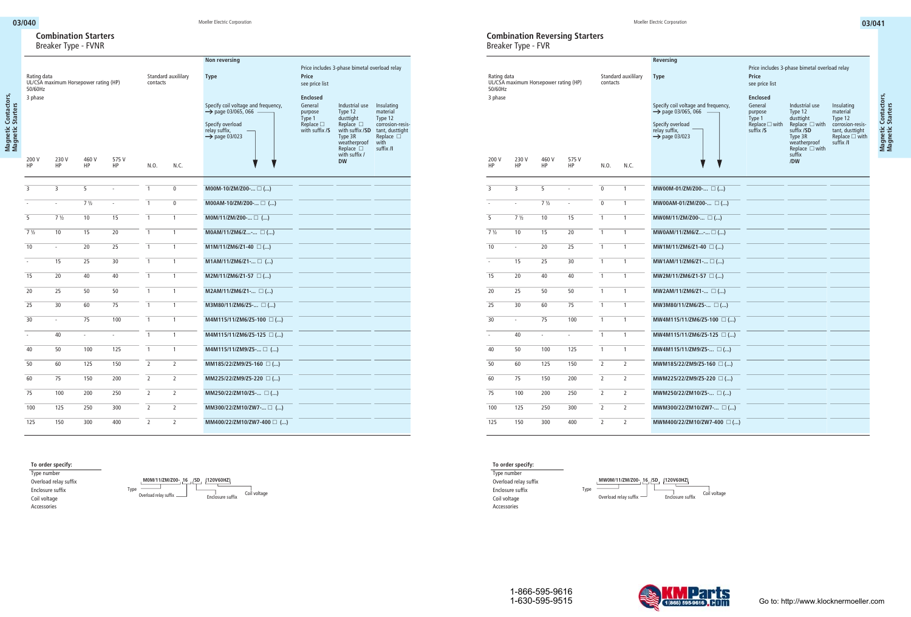## Combination Starters

Breaker Type - FVNR

| Rating data UL/CSA maximum Horsepower rating (HP) 50/60Hz 3 phase | | | | Standard auxililary contacts | | Non reversing Type | Price includes 3-phase bimetal overload relay Price see price list | | |
|---|---|---|---|---|---|---|---|---|---|
| | | | | | | Specify coil voltage and frequency, → page 03/065, 066 Specify overload relay suffix, → page 03/023 | Enclosed General purpose Type 1 Replace ☐ with suffix /S | Industrial use Type 12 dusttight Replace ☐ with suffix /SD Type 3R weatherproof Replace ☐ with suffix /DW | Insulating material Type 12 corrosion-resistant, dusttight Replace ☐ with suffix /I |
| 200 V HP | 230 V HP | 460 V HP | 575 V HP | N.O. | N.C. | | | | |
| 3 | 3 | 5 | - | 1 | 0 | M00M-10/ZM/Z00-... ☐ (...) | | | |
| - | - | 7 ½ | - | 1 | 0 | M00AM-10/ZM/Z00-... ☐ (...) | | | |
| 5 | 7 ½ | 10 | 15 | 1 | 1 | M0M/11/ZM/Z00-... ☐ (...) | | | |
| 7 ½ | 10 | 15 | 20 | 1 | 1 | M0AM/11/ZM6/Z...-... ☐ (...) | | | |
| 10 | - | 20 | 25 | 1 | 1 | M1M/11/ZM6/Z1-40 ☐ (...) | | | |
| - | 15 | 25 | 30 | 1 | 1 | M1AM/11/ZM6/Z1-... ☐ (...) | | | |
| 15 | 20 | 40 | 40 | 1 | 1 | M2M/11/ZM6/Z1-57 ☐ (...) | | | |
| 20 | 25 | 50 | 50 | 1 | 1 | M2AM/11/ZM6/Z1-... ☐ (...) | | | |
| 25 | 30 | 60 | 75 | 1 | 1 | M3M80/11/ZM6/Z5-... ☐ (...) | | | |
| 30 | - | 75 | 100 | 1 | 1 | M4M115/11/ZM6/Z5-100 ☐ (...) | | | |
| - | 40 | - | - | 1 | 1 | M4M115/11/ZM6/Z5-125 ☐ (...) | | | |
| 40 | 50 | 100 | 125 | 1 | 1 | M4M115/11/ZM9/Z5-... ☐ (...) | | | |
| 50 | 60 | 125 | 150 | 2 | 2 | MM185/22/ZM9/Z5-160 ☐ (...) | | | |
| 60 | 75 | 150 | 200 | 2 | 2 | MM225/22/ZM9/Z5-220 ☐ (...) | | | |
| 75 | 100 | 200 | 250 | 2 | 2 | MM250/22/ZM10/Z5-... ☐ (...) | | | |
| 100 | 125 | 250 | 300 | 2 | 2 | MM300/22/ZM10/ZW7-... ☐ (...) | | | |
| 125 | 150 | 300 | 400 | 2 | 2 | MM400/22/ZM10/ZW7-400 ☐ (...) | | | |

**To order specify:**

- Type number
- Overload relay suffix
- Enclosure suffix
- Coil voltage
- Accessories

Example: M0M/11/ZM/Z00- 16 /SD (120V60HZ) — Type, Overload relay suffix, Enclosure suffix, Coil voltage

## Combination Reversing Starters

Breaker Type - FVR

| Rating data UL/CSA maximum Horsepower rating (HP) 50/60Hz 3 phase | | | | Standard auxililary contacts | | Reversing Type | Price includes 3-phase bimetal overload relay Price see price list | | |
|---|---|---|---|---|---|---|---|---|---|
| | | | | | | Specify coil voltage and frequency, → page 03/065, 066 Specify overload relay suffix, → page 03/023 | Enclosed General purpose Type 1 Replace ☐ with suffix /S | Industrial use Type 12 dusttight Replace ☐ with suffix /SD Type 3R weatherproof Replace ☐ with suffix /DW | Insulating material Type 12 corrosion-resistant, dusttight Replace ☐ with suffix /I |
| 200 V HP | 230 V HP | 460 V HP | 575 V HP | N.O. | N.C. | | | | |
| 3 | 3 | 5 | - | 0 | 1 | MW00M-01/ZM/Z00-... ☐ (...) | | | |
| - | - | 7 ½ | - | 0 | 1 | MW00AM-01/ZM/Z00-... ☐ (...) | | | |
| 5 | 7 ½ | 10 | 15 | 1 | 1 | MW0M/11/ZM/Z00-... ☐ (...) | | | |
| 7 ½ | 10 | 15 | 20 | 1 | 1 | MW0AM/11/ZM6/Z...-... ☐ (...) | | | |
| 10 | - | 20 | 25 | 1 | 1 | MW1M/11/ZM6/Z1-40 ☐ (...) | | | |
| - | 15 | 25 | 30 | 1 | 1 | MW1AM/11/ZM6/Z1-... ☐ (...) | | | |
| 15 | 20 | 40 | 40 | 1 | 1 | MW2M/11/ZM6/Z1-57 ☐ (...) | | | |
| 20 | 25 | 50 | 50 | 1 | 1 | MW2AM/11/ZM6/Z1-... ☐ (...) | | | |
| 25 | 30 | 60 | 75 | 1 | 1 | MW3M80/11/ZM6/Z5-... ☐ (...) | | | |
| 30 | - | 75 | 100 | 1 | 1 | MW4M115/11/ZM6/Z5-100 ☐ (...) | | | |
| - | 40 | - | - | 1 | 1 | MW4M115/11/ZM6/Z5-125 ☐ (...) | | | |
| 40 | 50 | 100 | 125 | 1 | 1 | MW4M115/11/ZM9/Z5-... ☐ (...) | | | |
| 50 | 60 | 125 | 150 | 2 | 2 | MWM185/22/ZM9/Z5-160 ☐ (...) | | | |
| 60 | 75 | 150 | 200 | 2 | 2 | MWM225/22/ZM9/Z5-220 ☐ (...) | | | |
| 75 | 100 | 200 | 250 | 2 | 2 | MWM250/22/ZM10/Z5-... ☐ (...) | | | |
| 100 | 125 | 250 | 300 | 2 | 2 | MWM300/22/ZM10/ZW7-... ☐ (...) | | | |
| 125 | 150 | 300 | 400 | 2 | 2 | MWM400/22/ZM10/ZW7-400 ☐ (...) | | | |

**To order specify:**

- Type number
- Overload relay suffix
- Enclosure suffix
- Coil voltage
- Accessories

Example: MW0M/11/ZM/Z00- 16 /SD (120V60HZ) — Type, Overload relay suffix, Enclosure suffix, Coil voltage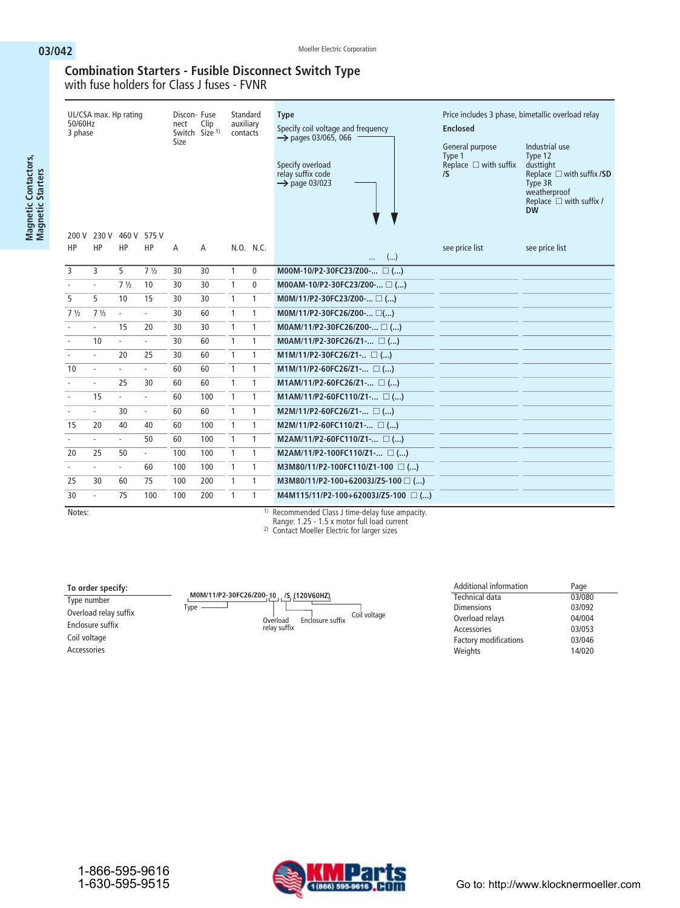## Combination Starters - Fusible Disconnect Switch Type

with fuse holders for Class J fuses - FVNR

| UL/CSA max. Hp rating 50/60Hz 3 phase | | | | Disconnect Switch Size | Fuse Clip Size [1] | Standard auxiliary contacts | | Type<br>Specify coil voltage and frequency → pages 03/065, 066<br>Specify overload relay suffix code → page 03/023 | Price includes 3 phase, bimetallic overload relay<br>**Enclosed**<br>General purpose Type 1 Replace ☐ with suffix **/S** | Industrial use Type 12 dusttight Replace ☐ with suffix **/SD** Type 3R weatherproof Replace ☐ with suffix **/ DW** |
|---|---|---|---|---|---|---|---|---|---|---|
| 200 V HP | 230 V HP | 460 V HP | 575 V HP | A | A | N.O. | N.C. | ... (...) | see price list | see price list |
| 3 | 3 | 5 | 7 ½ | 30 | 30 | 1 | 0 | **M00M-10/P2-30FC23/Z00-... ☐ (...)** | | |
| - | - | 7 ½ | 10 | 30 | 30 | 1 | 0 | **M00AM-10/P2-30FC23/Z00-... ☐ (...)** | | |
| 5 | 5 | 10 | 15 | 30 | 30 | 1 | 1 | **M0M/11/P2-30FC23/Z00-... ☐ (...)** | | |
| 7 ½ | 7 ½ | - | - | 30 | 60 | 1 | 1 | **M0M/11/P2-30FC26/Z00-... ☐(...)** | | |
| - | - | 15 | 20 | 30 | 30 | 1 | 1 | **M0AM/11/P2-30FC26/Z00-... ☐ (...)** | | |
| - | 10 | - | - | 30 | 60 | 1 | 1 | **M0AM/11/P2-30FC26/Z1-... ☐ (...)** | | |
| - | - | 20 | 25 | 30 | 60 | 1 | 1 | **M1M/11/P2-30FC26/Z1-.. ☐ (...)** | | |
| 10 | - | - | - | 60 | 60 | 1 | 1 | **M1M/11/P2-60FC26/Z1-... ☐ (...)** | | |
| - | - | 25 | 30 | 60 | 60 | 1 | 1 | **M1AM/11/P2-60FC26/Z1-... ☐ (...)** | | |
| - | 15 | - | - | 60 | 100 | 1 | 1 | **M1AM/11/P2-60FC110/Z1-... ☐ (...)** | | |
| - | - | 30 | - | 60 | 60 | 1 | 1 | **M2M/11/P2-60FC26/Z1-... ☐ (...)** | | |
| 15 | 20 | 40 | 40 | 60 | 100 | 1 | 1 | **M2M/11/P2-60FC110/Z1-... ☐ (...)** | | |
| - | - | - | 50 | 60 | 100 | 1 | 1 | **M2AM/11/P2-60FC110/Z1-... ☐ (...)** | | |
| 20 | 25 | 50 | - | 100 | 100 | 1 | 1 | **M2AM/11/P2-100FC110/Z1-... ☐ (...)** | | |
| - | - | - | 60 | 100 | 100 | 1 | 1 | **M3M80/11/P2-100FC110/Z1-100 ☐ (...)** | | |
| 25 | 30 | 60 | 75 | 100 | 200 | 1 | 1 | **M3M80/11/P2-100+62003J/Z5-100 ☐ (...)** | | |
| 30 | - | 75 | 100 | 100 | 200 | 1 | 1 | **M4M115/11/P2-100+62003J/Z5-100 ☐ (...)** | | |

Notes:

[1] Recommended Class J time-delay fuse ampacity. Range: 1.25 - 1.5 x motor full load current

[2] Contact Moeller Electric for larger sizes

**To order specify:**

- Type number
- Overload relay suffix
- Enclosure suffix
- Coil voltage
- Accessories

Example: **M0M/11/P2-30FC26/Z00-10 /S (120V60HZ)** — Type; Overload relay suffix; Enclosure suffix; Coil voltage

| Additional information | Page |
|---|---|
| Technical data | 03/080 |
| Dimensions | 03/092 |
| Overload relays | 04/004 |
| Accessories | 03/053 |
| Factory modifications | 03/046 |
| Weights | 14/020 |

1-866-595-9616
1-630-595-9515

Go to: http://www.klocknermoeller.com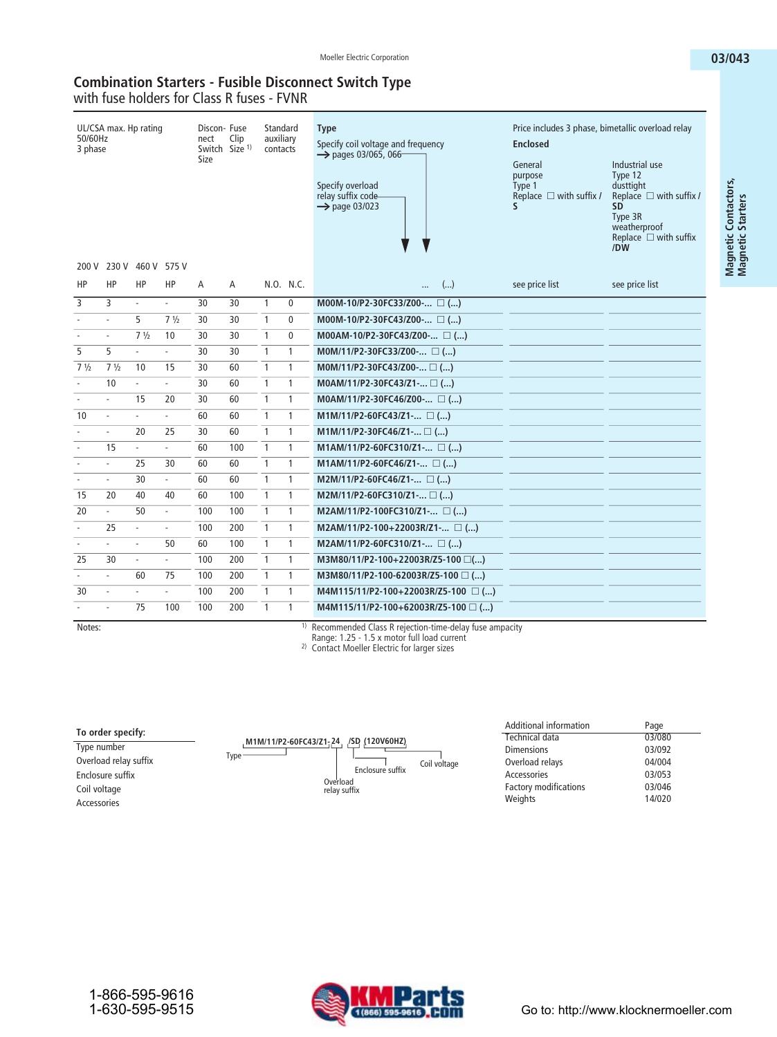## Combination Starters - Fusible Disconnect Switch Type

with fuse holders for Class R fuses - FVNR

| UL/CSA max. Hp rating 50/60Hz 3 phase | | | | Discon-nect Switch Size | Fuse Clip Size [1] | Standard auxiliary contacts | | Type<br>Specify coil voltage and frequency → pages 03/065, 066<br>Specify overload relay suffix code → page 03/023 | Price includes 3 phase, bimetallic overload relay<br>**Enclosed**<br>General purpose Type 1 Replace □ with suffix / **S** | Industrial use Type 12 dusttight Replace □ with suffix / **SD**<br>Type 3R weatherproof Replace □ with suffix **/DW** |
|---|---|---|---|---|---|---|---|---|---|---|
| 200 V | 230 V | 460 V | 575 V | | | | | | | |
| HP | HP | HP | HP | A | A | N.O. | N.C. | ... (...) | see price list | see price list |
| 3 | 3 | - | - | 30 | 30 | 1 | 0 | **M00M-10/P2-30FC33/Z00-... □ (...)** | | |
| - | - | 5 | 7 ½ | 30 | 30 | 1 | 0 | **M00M-10/P2-30FC43/Z00-... □ (...)** | | |
| - | - | 7 ½ | 10 | 30 | 30 | 1 | 0 | **M00AM-10/P2-30FC43/Z00-... □ (...)** | | |
| 5 | 5 | - | - | 30 | 30 | 1 | 1 | **M0M/11/P2-30FC33/Z00-... □ (...)** | | |
| 7 ½ | 7 ½ | 10 | 15 | 30 | 60 | 1 | 1 | **M0M/11/P2-30FC43/Z00-... □ (...)** | | |
| - | 10 | - | - | 30 | 60 | 1 | 1 | **M0AM/11/P2-30FC43/Z1-... □ (...)** | | |
| - | - | 15 | 20 | 30 | 60 | 1 | 1 | **M0AM/11/P2-30FC46/Z00-... □ (...)** | | |
| 10 | - | - | - | 60 | 60 | 1 | 1 | **M1M/11/P2-60FC43/Z1-... □ (...)** | | |
| - | - | 20 | 25 | 30 | 60 | 1 | 1 | **M1M/11/P2-30FC46/Z1-... □ (...)** | | |
| - | 15 | - | - | 60 | 100 | 1 | 1 | **M1AM/11/P2-60FC310/Z1-... □ (...)** | | |
| - | - | 25 | 30 | 60 | 60 | 1 | 1 | **M1AM/11/P2-60FC46/Z1-... □ (...)** | | |
| - | - | 30 | - | 60 | 60 | 1 | 1 | **M2M/11/P2-60FC46/Z1-... □ (...)** | | |
| 15 | 20 | 40 | 40 | 60 | 100 | 1 | 1 | **M2M/11/P2-60FC310/Z1-... □ (...)** | | |
| 20 | - | 50 | - | 100 | 100 | 1 | 1 | **M2AM/11/P2-100FC310/Z1-... □ (...)** | | |
| - | 25 | - | - | 100 | 200 | 1 | 1 | **M2AM/11/P2-100+22003R/Z1-... □ (...)** | | |
| - | - | - | 50 | 60 | 100 | 1 | 1 | **M2AM/11/P2-60FC310/Z1-... □ (...)** | | |
| 25 | 30 | - | - | 100 | 200 | 1 | 1 | **M3M80/11/P2-100+22003R/Z5-100 □(...)** | | |
| - | - | 60 | 75 | 100 | 200 | 1 | 1 | **M3M80/11/P2-100-62003R/Z5-100 □ (...)** | | |
| 30 | - | - | - | 100 | 200 | 1 | 1 | **M4M115/11/P2-100+22003R/Z5-100 □ (...)** | | |
| - | - | 75 | 100 | 100 | 200 | 1 | 1 | **M4M115/11/P2-100+62003R/Z5-100 □ (...)** | | |

Notes:

[1] Recommended Class R rejection-time-delay fuse ampacity Range: 1.25 - 1.5 x motor full load current

[2] Contact Moeller Electric for larger sizes

**To order specify:**

- Type number
- Overload relay suffix
- Enclosure suffix
- Coil voltage
- Accessories

M1M/11/P2-60FC43/Z1-24 /SD (120V60HZ)

Type — Overload relay suffix — Enclosure suffix — Coil voltage

| Additional information | Page |
|---|---|
| Technical data | 03/080 |
| Dimensions | 03/092 |
| Overload relays | 04/004 |
| Accessories | 03/053 |
| Factory modifications | 03/046 |
| Weights | 14/020 |

1-866-595-9616
1-630-595-9515

Go to: http://www.klocknermoeller.com